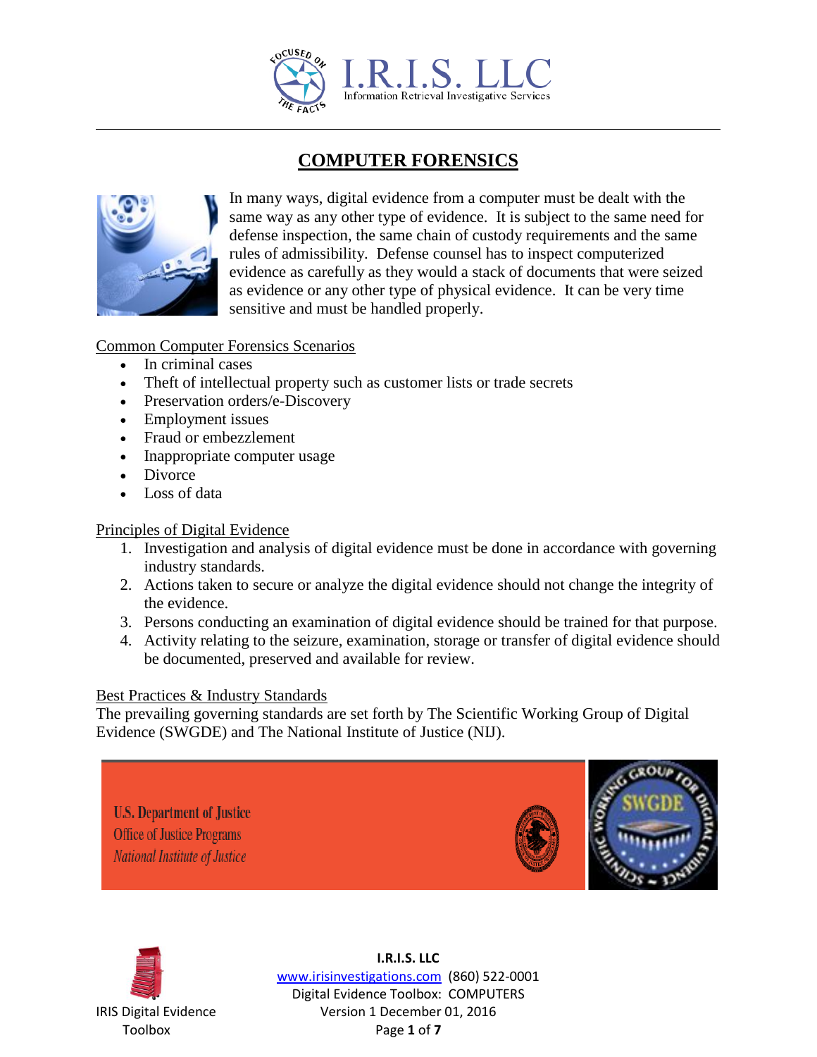# COMPUTER FORENSICS

In many ways, digital evidence from a computer must be dealt with the same way as any other type of evidence. It is subject to the same need for defense inspection, the same chain of custody requirements and the same rules of admissibility. Defense counsel has to inspect computerized evidence as carefully as they would a stack of documents that were seized as evidence or any other type of physical evidence. It can be very time sensitive and must be handled properly.

## Common Computer Forensics Scenarios

- In criminal cases
- Theft of intellectual property such as customer lists or trade secrets
- Preservation orders/e-Discovery
- Employment issues
- Fraud or embezzlement
- Inappropriate computer usage
- Divorce
- Loss of data

## Principles of Digital Evidence

1. Investigation and analysis of digital evidence must be done in accordance with governing industry standards.
2. Actions taken to secure or analyze the digital evidence should not change the integrity of the evidence.
3. Persons conducting an examination of digital evidence should be trained for that purpose.
4. Activity relating to the seizure, examination, storage or transfer of digital evidence should be documented, preserved and available for review.

## Best Practices & Industry Standards

The prevailing governing standards are set forth by The Scientific Working Group of Digital Evidence (SWGDE) and The National Institute of Justice (NIJ).

U.S. Department of Justice
Office of Justice Programs
*National Institute of Justice*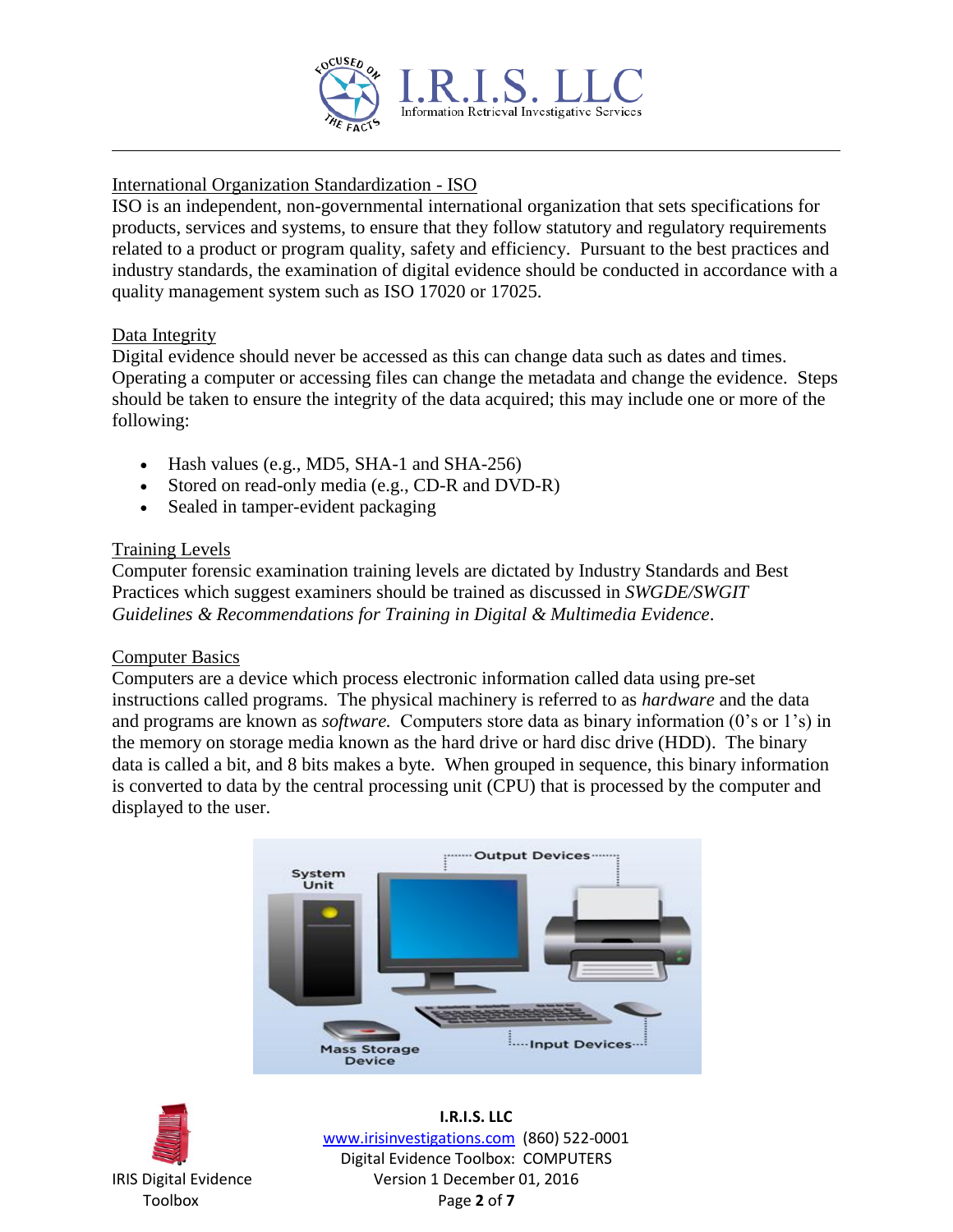## International Organization Standardization - ISO

ISO is an independent, non-governmental international organization that sets specifications for products, services and systems, to ensure that they follow statutory and regulatory requirements related to a product or program quality, safety and efficiency. Pursuant to the best practices and industry standards, the examination of digital evidence should be conducted in accordance with a quality management system such as ISO 17020 or 17025.

## Data Integrity

Digital evidence should never be accessed as this can change data such as dates and times. Operating a computer or accessing files can change the metadata and change the evidence. Steps should be taken to ensure the integrity of the data acquired; this may include one or more of the following:

- Hash values (e.g., MD5, SHA-1 and SHA-256)
- Stored on read-only media (e.g., CD-R and DVD-R)
- Sealed in tamper-evident packaging

## Training Levels

Computer forensic examination training levels are dictated by Industry Standards and Best Practices which suggest examiners should be trained as discussed in *SWGDE/SWGIT Guidelines & Recommendations for Training in Digital & Multimedia Evidence*.

## Computer Basics

Computers are a device which process electronic information called data using pre-set instructions called programs. The physical machinery is referred to as *hardware* and the data and programs are known as *software.* Computers store data as binary information (0's or 1's) in the memory on storage media known as the hard drive or hard disc drive (HDD). The binary data is called a bit, and 8 bits makes a byte. When grouped in sequence, this binary information is converted to data by the central processing unit (CPU) that is processed by the computer and displayed to the user.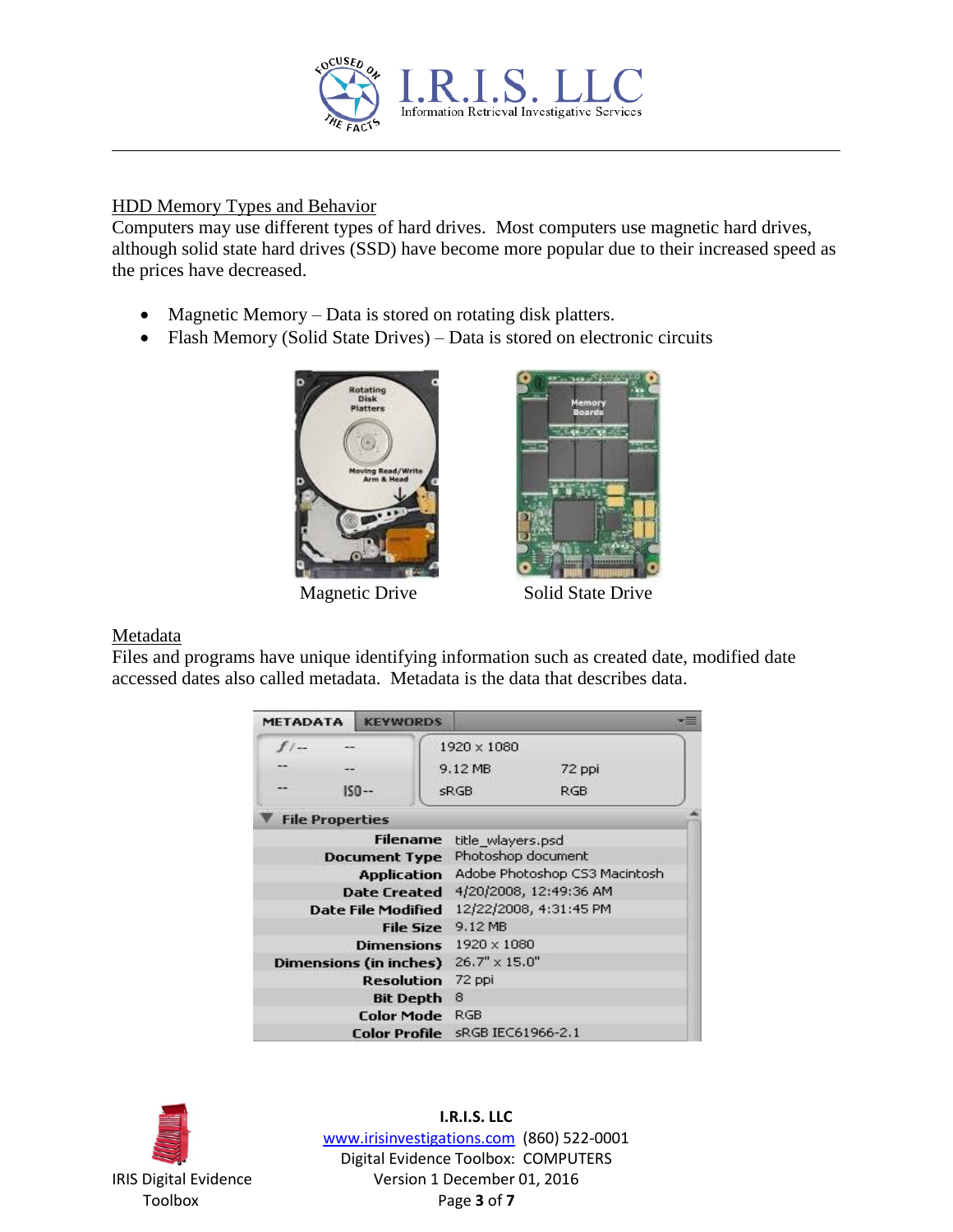## HDD Memory Types and Behavior

Computers may use different types of hard drives. Most computers use magnetic hard drives, although solid state hard drives (SSD) have become more popular due to their increased speed as the prices have decreased.

- Magnetic Memory – Data is stored on rotating disk platters.
- Flash Memory (Solid State Drives) – Data is stored on electronic circuits

Magnetic Drive

Solid State Drive

## Metadata

Files and programs have unique identifying information such as created date, modified date accessed dates also called metadata. Metadata is the data that describes data.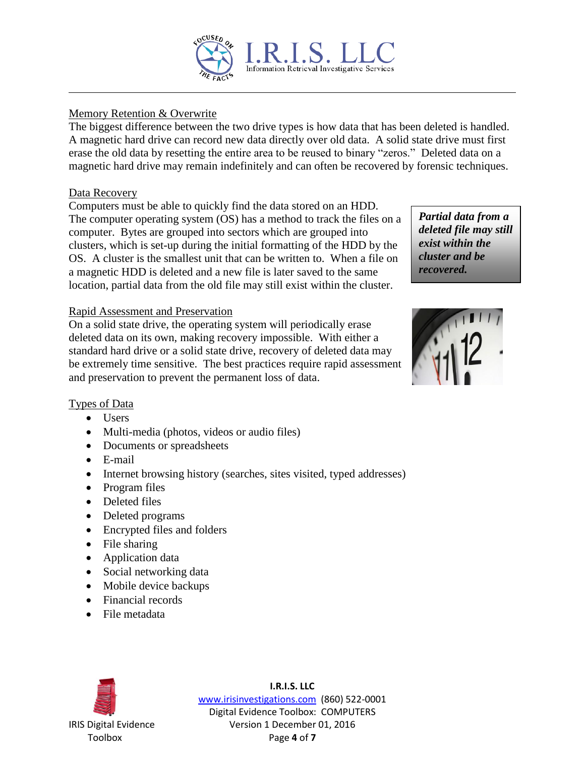## Memory Retention & Overwrite

The biggest difference between the two drive types is how data that has been deleted is handled. A magnetic hard drive can record new data directly over old data. A solid state drive must first erase the old data by resetting the entire area to be reused to binary “zeros.” Deleted data on a magnetic hard drive may remain indefinitely and can often be recovered by forensic techniques.

## Data Recovery

Computers must be able to quickly find the data stored on an HDD. The computer operating system (OS) has a method to track the files on a computer. Bytes are grouped into sectors which are grouped into clusters, which is set-up during the initial formatting of the HDD by the OS. A cluster is the smallest unit that can be written to. When a file on a magnetic HDD is deleted and a new file is later saved to the same location, partial data from the old file may still exist within the cluster.

> ***Partial data from a deleted file may still exist within the cluster and be recovered.***

## Rapid Assessment and Preservation

On a solid state drive, the operating system will periodically erase deleted data on its own, making recovery impossible. With either a standard hard drive or a solid state drive, recovery of deleted data may be extremely time sensitive. The best practices require rapid assessment and preservation to prevent the permanent loss of data.

## Types of Data

- Users
- Multi-media (photos, videos or audio files)
- Documents or spreadsheets
- E-mail
- Internet browsing history (searches, sites visited, typed addresses)
- Program files
- Deleted files
- Deleted programs
- Encrypted files and folders
- File sharing
- Application data
- Social networking data
- Mobile device backups
- Financial records
- File metadata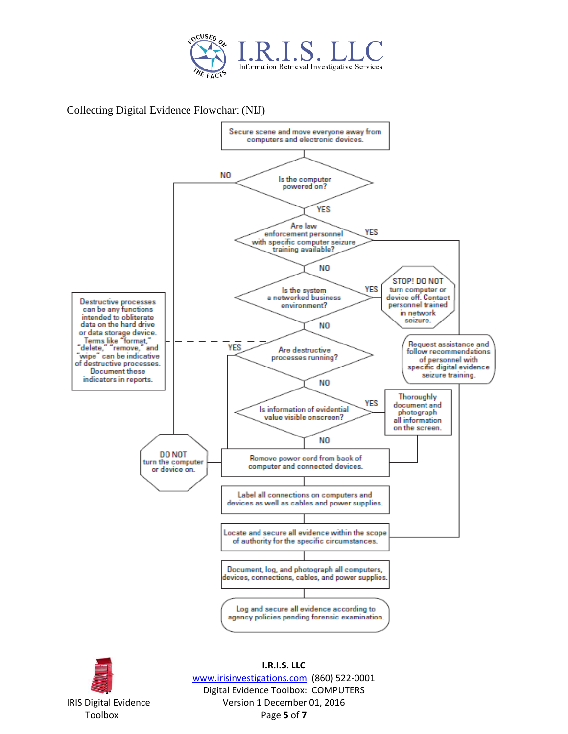## Collecting Digital Evidence Flowchart (NIJ)

Secure scene and move everyone away from computers and electronic devices.

**Is the computer powered on?**

- NO → DO NOT turn the computer or device on.
- YES → Are law enforcement personnel with specific computer seizure training available?

**Are law enforcement personnel with specific computer seizure training available?**

- YES → Request assistance and follow recommendations of personnel with specific digital evidence seizure training.
- NO → Is the system a networked business environment?

**Is the system a networked business environment?**

- YES → STOP! DO NOT turn computer or device off. Contact personnel trained in network seizure.
- NO → Are destructive processes running?

**Are destructive processes running?**

Destructive processes can be any functions intended to obliterate data on the hard drive or data storage device. Terms like "format," "delete," "remove," and "wipe" can be indicative of destructive processes. Document these indicators in reports.

- YES → Remove power cord from back of computer and connected devices.
- NO → Is information of evidential value visible onscreen?

**Is information of evidential value visible onscreen?**

- YES → Thoroughly document and photograph all information on the screen.
- NO → Remove power cord from back of computer and connected devices.

Remove power cord from back of computer and connected devices.

Label all connections on computers and devices as well as cables and power supplies.

Locate and secure all evidence within the scope of authority for the specific circumstances.

Document, log, and photograph all computers, devices, connections, cables, and power supplies.

Log and secure all evidence according to agency policies pending forensic examination.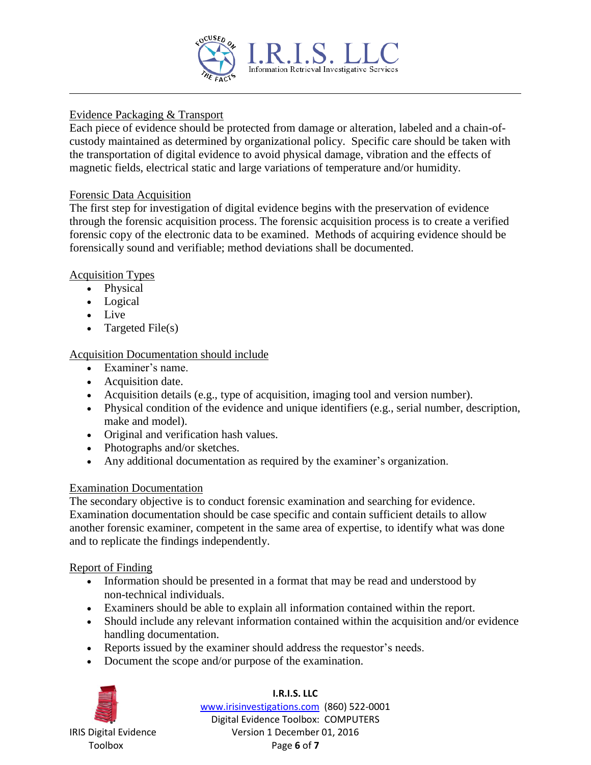## Evidence Packaging & Transport

Each piece of evidence should be protected from damage or alteration, labeled and a chain-of-custody maintained as determined by organizational policy. Specific care should be taken with the transportation of digital evidence to avoid physical damage, vibration and the effects of magnetic fields, electrical static and large variations of temperature and/or humidity.

## Forensic Data Acquisition

The first step for investigation of digital evidence begins with the preservation of evidence through the forensic acquisition process. The forensic acquisition process is to create a verified forensic copy of the electronic data to be examined. Methods of acquiring evidence should be forensically sound and verifiable; method deviations shall be documented.

## Acquisition Types

- Physical
- Logical
- Live
- Targeted File(s)

## Acquisition Documentation should include

- Examiner's name.
- Acquisition date.
- Acquisition details (e.g., type of acquisition, imaging tool and version number).
- Physical condition of the evidence and unique identifiers (e.g., serial number, description, make and model).
- Original and verification hash values.
- Photographs and/or sketches.
- Any additional documentation as required by the examiner's organization.

## Examination Documentation

The secondary objective is to conduct forensic examination and searching for evidence. Examination documentation should be case specific and contain sufficient details to allow another forensic examiner, competent in the same area of expertise, to identify what was done and to replicate the findings independently.

## Report of Finding

- Information should be presented in a format that may be read and understood by non-technical individuals.
- Examiners should be able to explain all information contained within the report.
- Should include any relevant information contained within the acquisition and/or evidence handling documentation.
- Reports issued by the examiner should address the requestor's needs.
- Document the scope and/or purpose of the examination.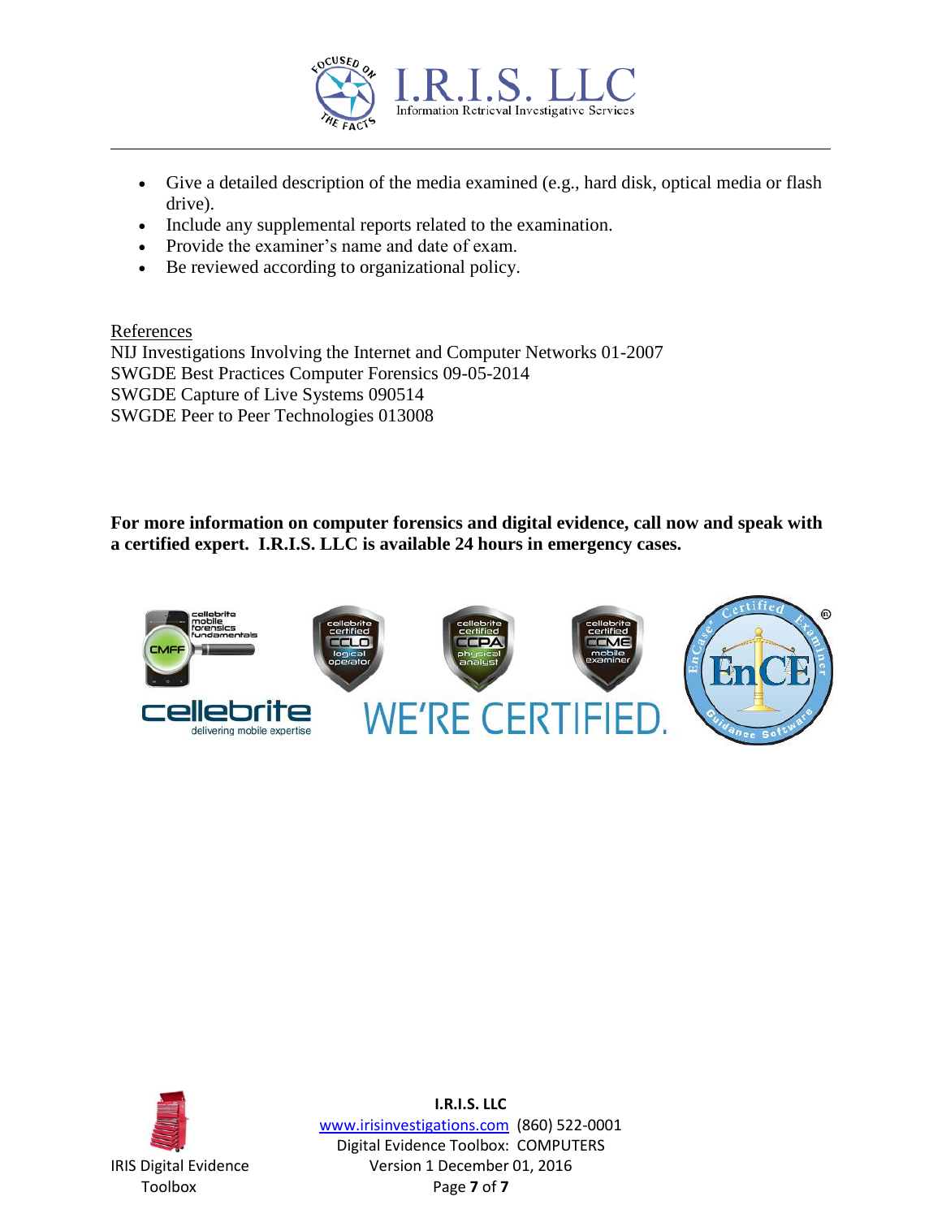- Give a detailed description of the media examined (e.g., hard disk, optical media or flash drive).
- Include any supplemental reports related to the examination.
- Provide the examiner's name and date of exam.
- Be reviewed according to organizational policy.

References

NIJ Investigations Involving the Internet and Computer Networks 01-2007
SWGDE Best Practices Computer Forensics 09-05-2014
SWGDE Capture of Live Systems 090514
SWGDE Peer to Peer Technologies 013008

**For more information on computer forensics and digital evidence, call now and speak with a certified expert. I.R.I.S. LLC is available 24 hours in emergency cases.**